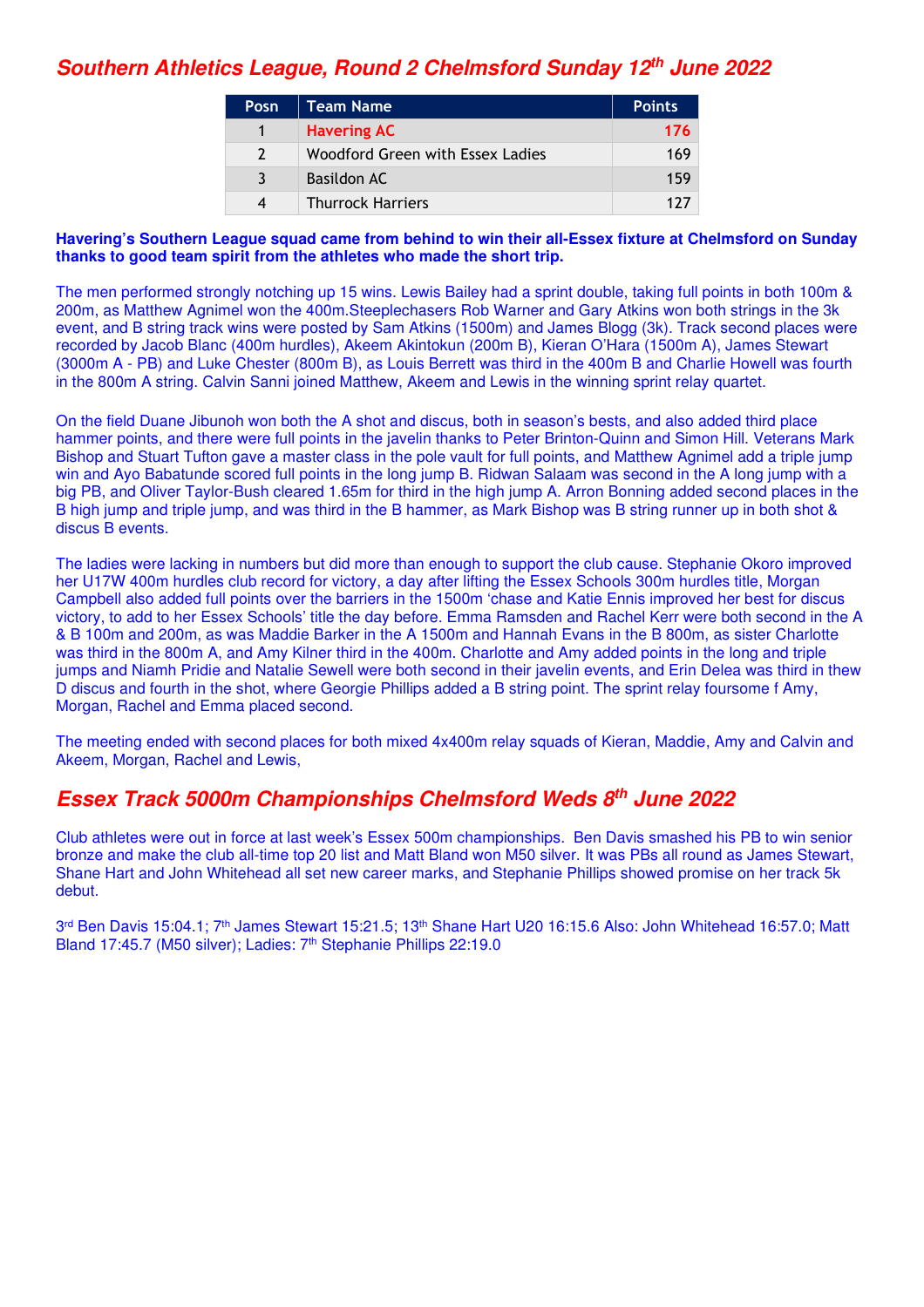## *Southern Athletics League, Round 2 Chelmsford Sunday 12th June 2022*

| Posn | Team Name | Points |
|---|---|---|
| 1 | Havering AC | 176 |
| 2 | Woodford Green with Essex Ladies | 169 |
| 3 | Basildon AC | 159 |
| 4 | Thurrock Harriers | 127 |

**Havering's Southern League squad came from behind to win their all-Essex fixture at Chelmsford on Sunday thanks to good team spirit from the athletes who made the short trip.**

The men performed strongly notching up 15 wins. Lewis Bailey had a sprint double, taking full points in both 100m & 200m, as Matthew Agnimel won the 400m.Steeplechasers Rob Warner and Gary Atkins won both strings in the 3k event, and B string track wins were posted by Sam Atkins (1500m) and James Blogg (3k). Track second places were recorded by Jacob Blanc (400m hurdles), Akeem Akintokun (200m B), Kieran O'Hara (1500m A), James Stewart (3000m A - PB) and Luke Chester (800m B), as Louis Berrett was third in the 400m B and Charlie Howell was fourth in the 800m A string. Calvin Sanni joined Matthew, Akeem and Lewis in the winning sprint relay quartet.

On the field Duane Jibunoh won both the A shot and discus, both in season's bests, and also added third place hammer points, and there were full points in the javelin thanks to Peter Brinton-Quinn and Simon Hill. Veterans Mark Bishop and Stuart Tufton gave a master class in the pole vault for full points, and Matthew Agnimel add a triple jump win and Ayo Babatunde scored full points in the long jump B. Ridwan Salaam was second in the A long jump with a big PB, and Oliver Taylor-Bush cleared 1.65m for third in the high jump A. Arron Bonning added second places in the B high jump and triple jump, and was third in the B hammer, as Mark Bishop was B string runner up in both shot & discus B events.

The ladies were lacking in numbers but did more than enough to support the club cause. Stephanie Okoro improved her U17W 400m hurdles club record for victory, a day after lifting the Essex Schools 300m hurdles title, Morgan Campbell also added full points over the barriers in the 1500m 'chase and Katie Ennis improved her best for discus victory, to add to her Essex Schools' title the day before. Emma Ramsden and Rachel Kerr were both second in the A & B 100m and 200m, as was Maddie Barker in the A 1500m and Hannah Evans in the B 800m, as sister Charlotte was third in the 800m A, and Amy Kilner third in the 400m. Charlotte and Amy added points in the long and triple jumps and Niamh Pridie and Natalie Sewell were both second in their javelin events, and Erin Delea was third in thew D discus and fourth in the shot, where Georgie Phillips added a B string point. The sprint relay foursome f Amy, Morgan, Rachel and Emma placed second.

The meeting ended with second places for both mixed 4x400m relay squads of Kieran, Maddie, Amy and Calvin and Akeem, Morgan, Rachel and Lewis,

## *Essex Track 5000m Championships Chelmsford Weds 8th June 2022*

Club athletes were out in force at last week's Essex 500m championships. Ben Davis smashed his PB to win senior bronze and make the club all-time top 20 list and Matt Bland won M50 silver. It was PBs all round as James Stewart, Shane Hart and John Whitehead all set new career marks, and Stephanie Phillips showed promise on her track 5k debut.

3rd Ben Davis 15:04.1; 7th James Stewart 15:21.5; 13th Shane Hart U20 16:15.6 Also: John Whitehead 16:57.0; Matt Bland 17:45.7 (M50 silver); Ladies: 7th Stephanie Phillips 22:19.0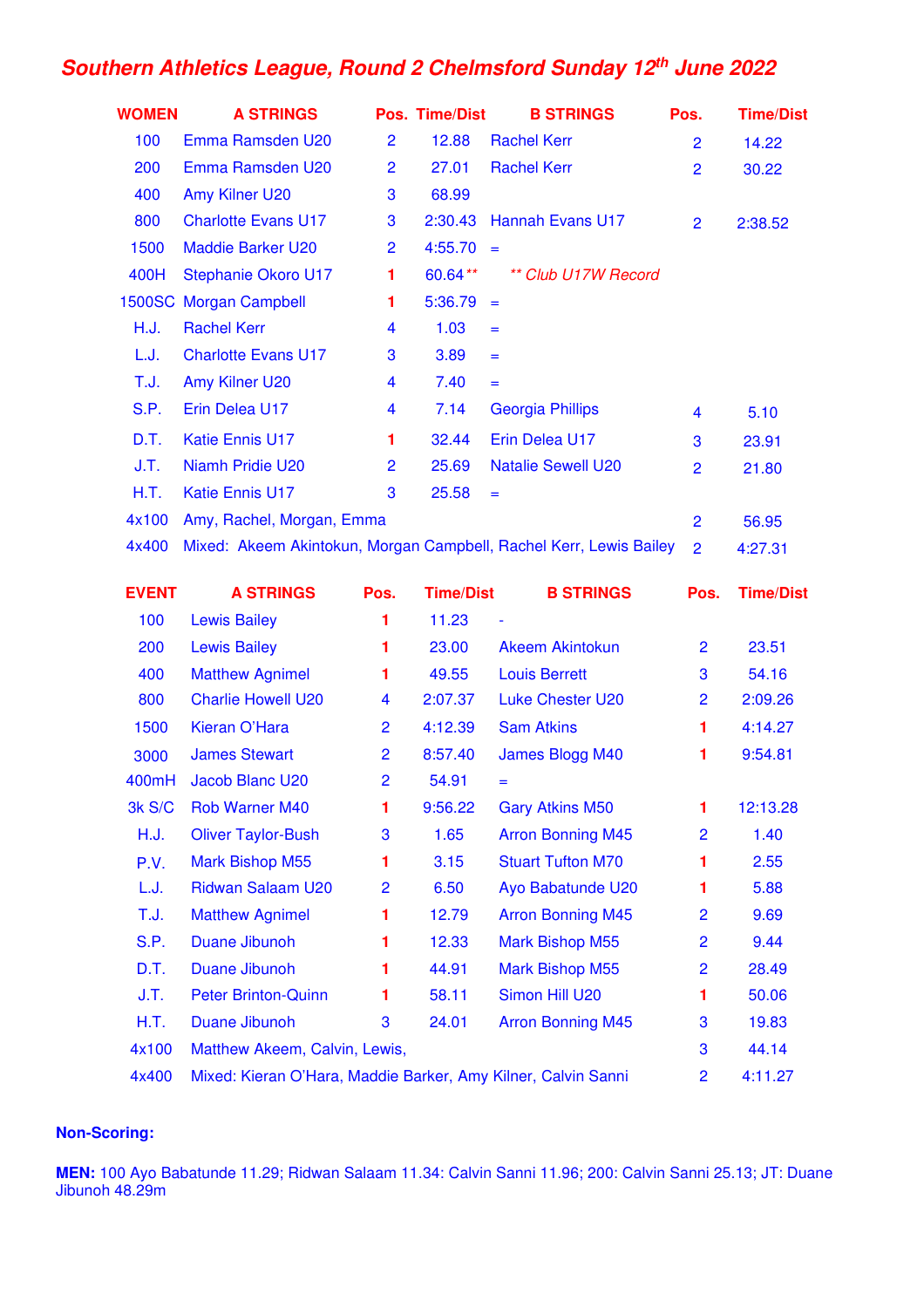# Southern Athletics League, Round 2 Chelmsford Sunday 12th June 2022

| WOMEN | A STRINGS | Pos. | Time/Dist | B STRINGS | Pos. | Time/Dist |
|---|---|---|---|---|---|---|
| 100 | Emma Ramsden U20 | 2 | 12.88 | Rachel Kerr | 2 | 14.22 |
| 200 | Emma Ramsden U20 | 2 | 27.01 | Rachel Kerr | 2 | 30.22 |
| 400 | Amy Kilner U20 | 3 | 68.99 | | | |
| 800 | Charlotte Evans U17 | 3 | 2:30.43 | Hannah Evans U17 | 2 | 2:38.52 |
| 1500 | Maddie Barker U20 | 2 | 4:55.70 | = | | |
| 400H | Stephanie Okoro U17 | 1 | 60.64 ** | *** Club U17W Record* | | |
| 1500SC | Morgan Campbell | 1 | 5:36.79 | = | | |
| H.J. | Rachel Kerr | 4 | 1.03 | = | | |
| L.J. | Charlotte Evans U17 | 3 | 3.89 | = | | |
| T.J. | Amy Kilner U20 | 4 | 7.40 | = | | |
| S.P. | Erin Delea U17 | 4 | 7.14 | Georgia Phillips | 4 | 5.10 |
| D.T. | Katie Ennis U17 | 1 | 32.44 | Erin Delea U17 | 3 | 23.91 |
| J.T. | Niamh Pridie U20 | 2 | 25.69 | Natalie Sewell U20 | 2 | 21.80 |
| H.T. | Katie Ennis U17 | 3 | 25.58 | = | | |
| 4x100 | Amy, Rachel, Morgan, Emma | | | | 2 | 56.95 |
| 4x400 | Mixed: Akeem Akintokun, Morgan Campbell, Rachel Kerr, Lewis Bailey | | | | 2 | 4:27.31 |

| EVENT | A STRINGS | Pos. | Time/Dist | B STRINGS | Pos. | Time/Dist |
|---|---|---|---|---|---|---|
| 100 | Lewis Bailey | 1 | 11.23 | - | | |
| 200 | Lewis Bailey | 1 | 23.00 | Akeem Akintokun | 2 | 23.51 |
| 400 | Matthew Agnimel | 1 | 49.55 | Louis Berrett | 3 | 54.16 |
| 800 | Charlie Howell U20 | 4 | 2:07.37 | Luke Chester U20 | 2 | 2:09.26 |
| 1500 | Kieran O'Hara | 2 | 4:12.39 | Sam Atkins | 1 | 4:14.27 |
| 3000 | James Stewart | 2 | 8:57.40 | James Blogg M40 | 1 | 9:54.81 |
| 400mH | Jacob Blanc U20 | 2 | 54.91 | = | | |
| 3k S/C | Rob Warner M40 | 1 | 9:56.22 | Gary Atkins M50 | 1 | 12:13.28 |
| H.J. | Oliver Taylor-Bush | 3 | 1.65 | Arron Bonning M45 | 2 | 1.40 |
| P.V. | Mark Bishop M55 | 1 | 3.15 | Stuart Tufton M70 | 1 | 2.55 |
| L.J. | Ridwan Salaam U20 | 2 | 6.50 | Ayo Babatunde U20 | 1 | 5.88 |
| T.J. | Matthew Agnimel | 1 | 12.79 | Arron Bonning M45 | 2 | 9.69 |
| S.P. | Duane Jibunoh | 1 | 12.33 | Mark Bishop M55 | 2 | 9.44 |
| D.T. | Duane Jibunoh | 1 | 44.91 | Mark Bishop M55 | 2 | 28.49 |
| J.T. | Peter Brinton-Quinn | 1 | 58.11 | Simon Hill U20 | 1 | 50.06 |
| H.T. | Duane Jibunoh | 3 | 24.01 | Arron Bonning M45 | 3 | 19.83 |
| 4x100 | Matthew Akeem, Calvin, Lewis, | | | | 3 | 44.14 |
| 4x400 | Mixed: Kieran O'Hara, Maddie Barker, Amy Kilner, Calvin Sanni | | | | 2 | 4:11.27 |

**Non-Scoring:**

**MEN:** 100 Ayo Babatunde 11.29; Ridwan Salaam 11.34: Calvin Sanni 11.96; 200: Calvin Sanni 25.13; JT: Duane Jibunoh 48.29m